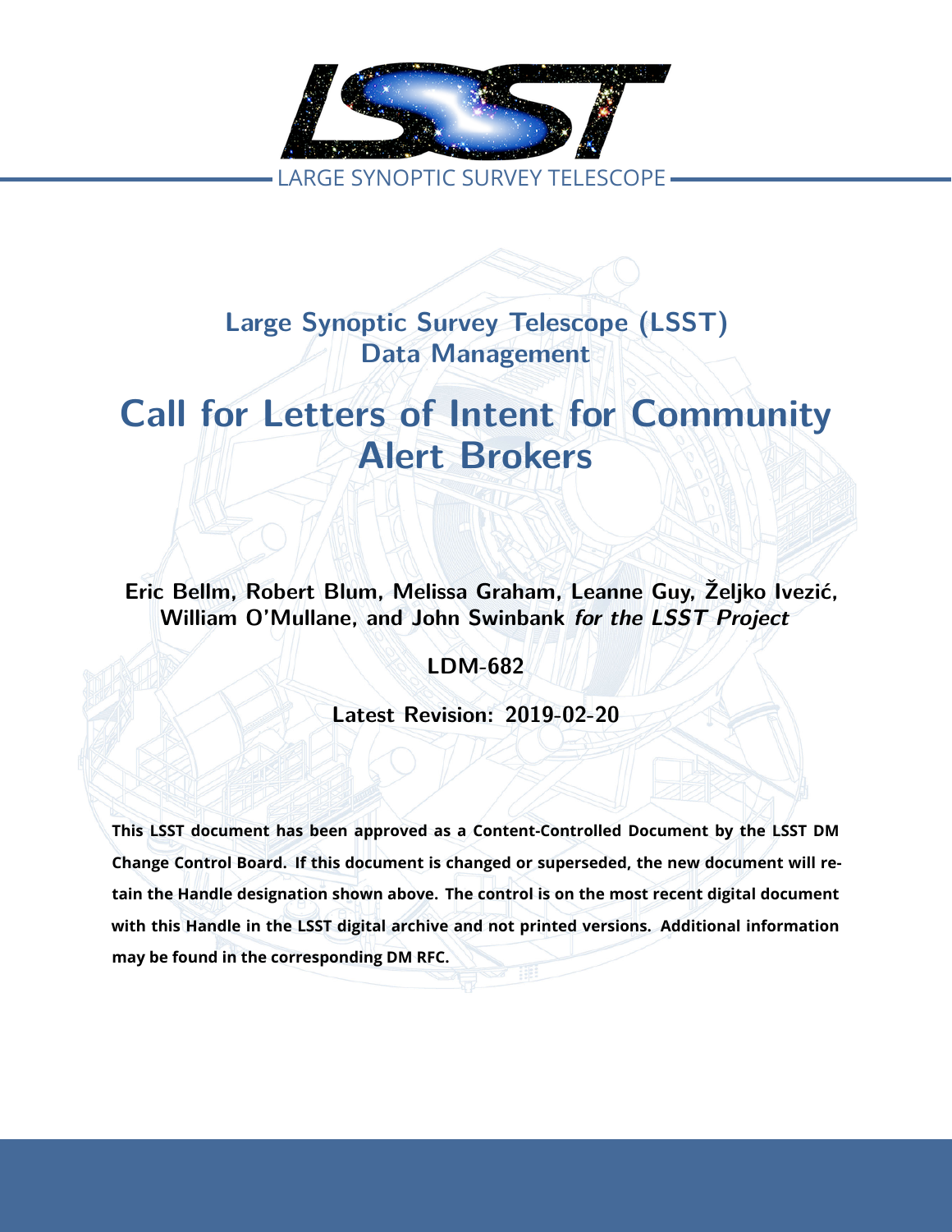LARGE SYNOPTIC SURVEY TELESCOPE

**Large Synoptic Survey Telescope (LSST)**
**Data Management**

# Call for Letters of Intent for Community Alert Brokers

**Eric Bellm, Robert Blum, Melissa Graham, Leanne Guy, Željko Ivezić, William O'Mullane, and John Swinbank** ***for the LSST Project***

**LDM-682**

**Latest Revision: 2019-02-20**

**This LSST document has been approved as a Content-Controlled Document by the LSST DM Change Control Board. If this document is changed or superseded, the new document will retain the Handle designation shown above. The control is on the most recent digital document with this Handle in the LSST digital archive and not printed versions. Additional information may be found in the corresponding DM RFC.**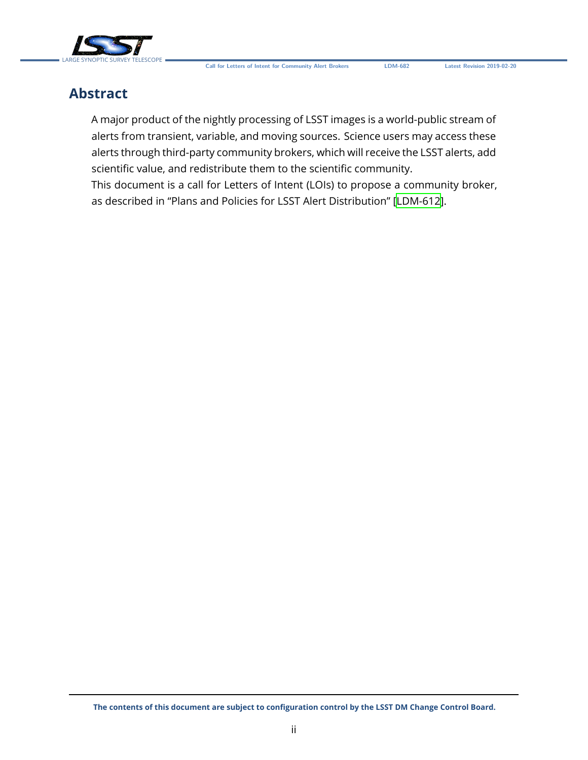# Abstract

A major product of the nightly processing of LSST images is a world-public stream of alerts from transient, variable, and moving sources. Science users may access these alerts through third-party community brokers, which will receive the LSST alerts, add scientific value, and redistribute them to the scientific community.
This document is a call for Letters of Intent (LOIs) to propose a community broker, as described in "Plans and Policies for LSST Alert Distribution" [LDM-612].

**The contents of this document are subject to configuration control by the LSST DM Change Control Board.**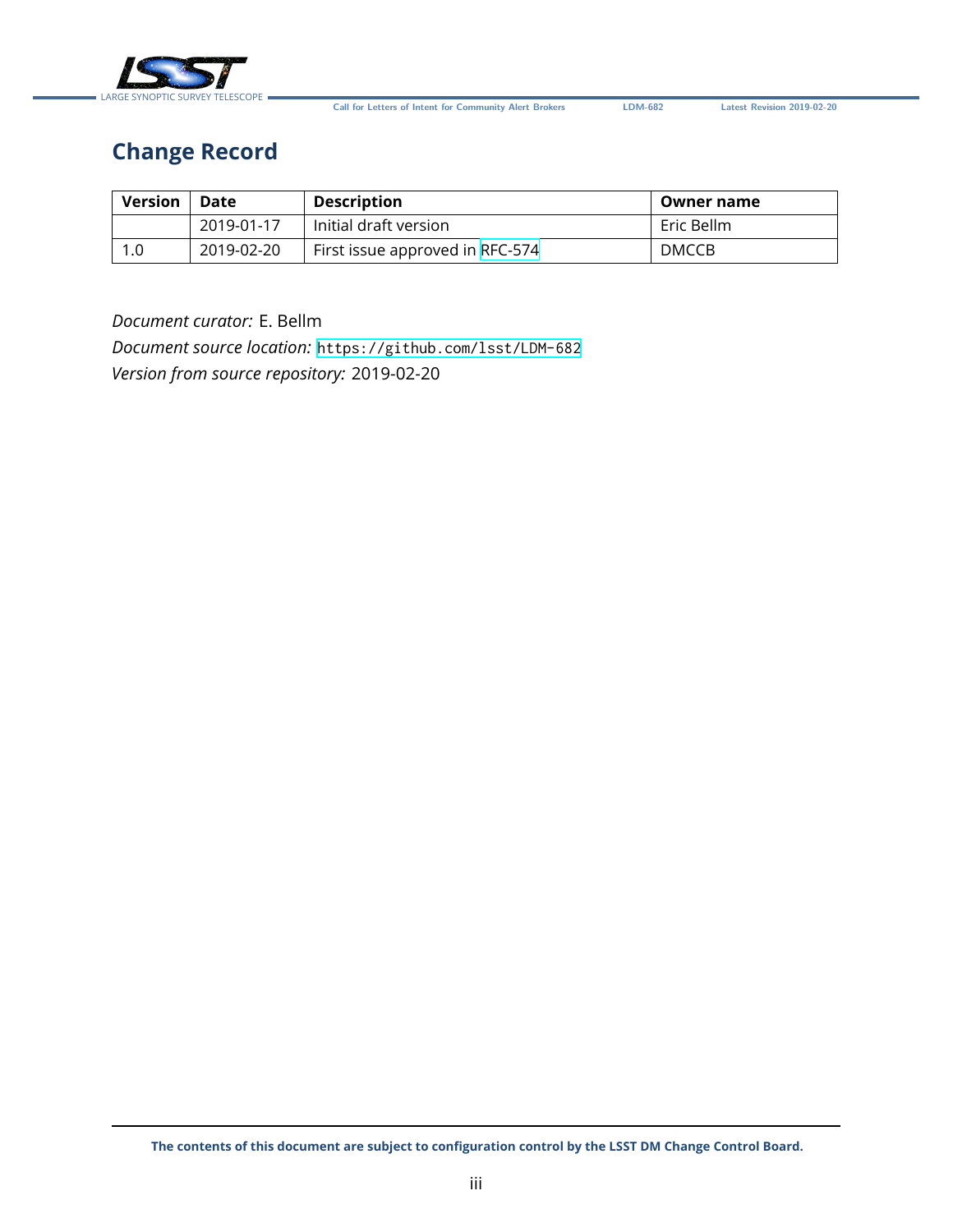# Change Record

| Version | Date | Description | Owner name |
| --- | --- | --- | --- |
| | 2019-01-17 | Initial draft version | Eric Bellm |
| 1.0 | 2019-02-20 | First issue approved in RFC-574 | DMCCB |

*Document curator:* E. Bellm
*Document source location:* https://github.com/lsst/LDM-682
*Version from source repository:* 2019-02-20

**The contents of this document are subject to configuration control by the LSST DM Change Control Board.**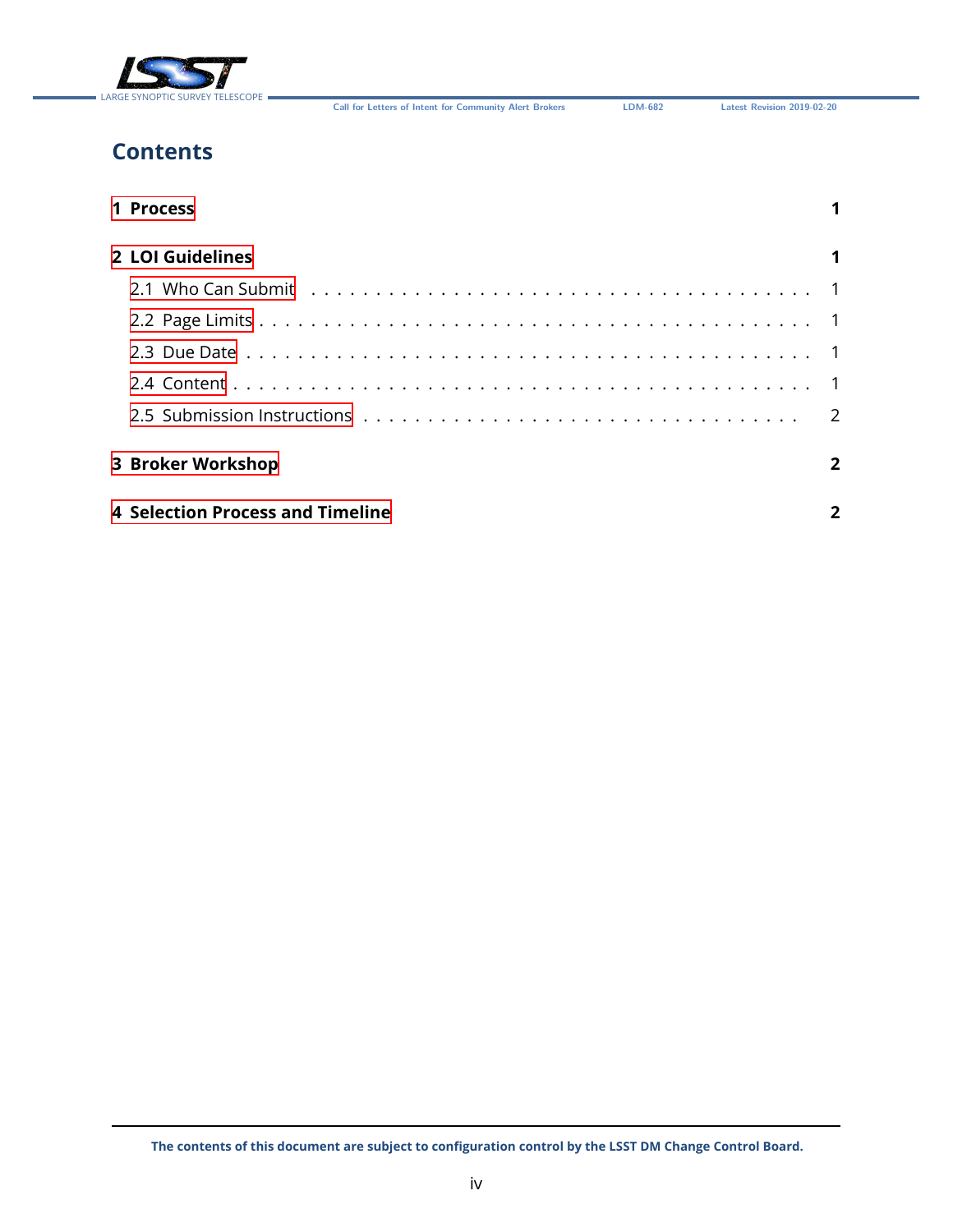## Contents

**1 Process** **1**

**2 LOI Guidelines** **1**

2.1 Who Can Submit . . . . . . . . . . . . . . . . . . . . . . . . . . . . . . . . . . . . 1

2.2 Page Limits . . . . . . . . . . . . . . . . . . . . . . . . . . . . . . . . . . . . . . . 1

2.3 Due Date . . . . . . . . . . . . . . . . . . . . . . . . . . . . . . . . . . . . . . . . 1

2.4 Content . . . . . . . . . . . . . . . . . . . . . . . . . . . . . . . . . . . . . . . . . 1

2.5 Submission Instructions . . . . . . . . . . . . . . . . . . . . . . . . . . . . . . . 2

**3 Broker Workshop** **2**

**4 Selection Process and Timeline** **2**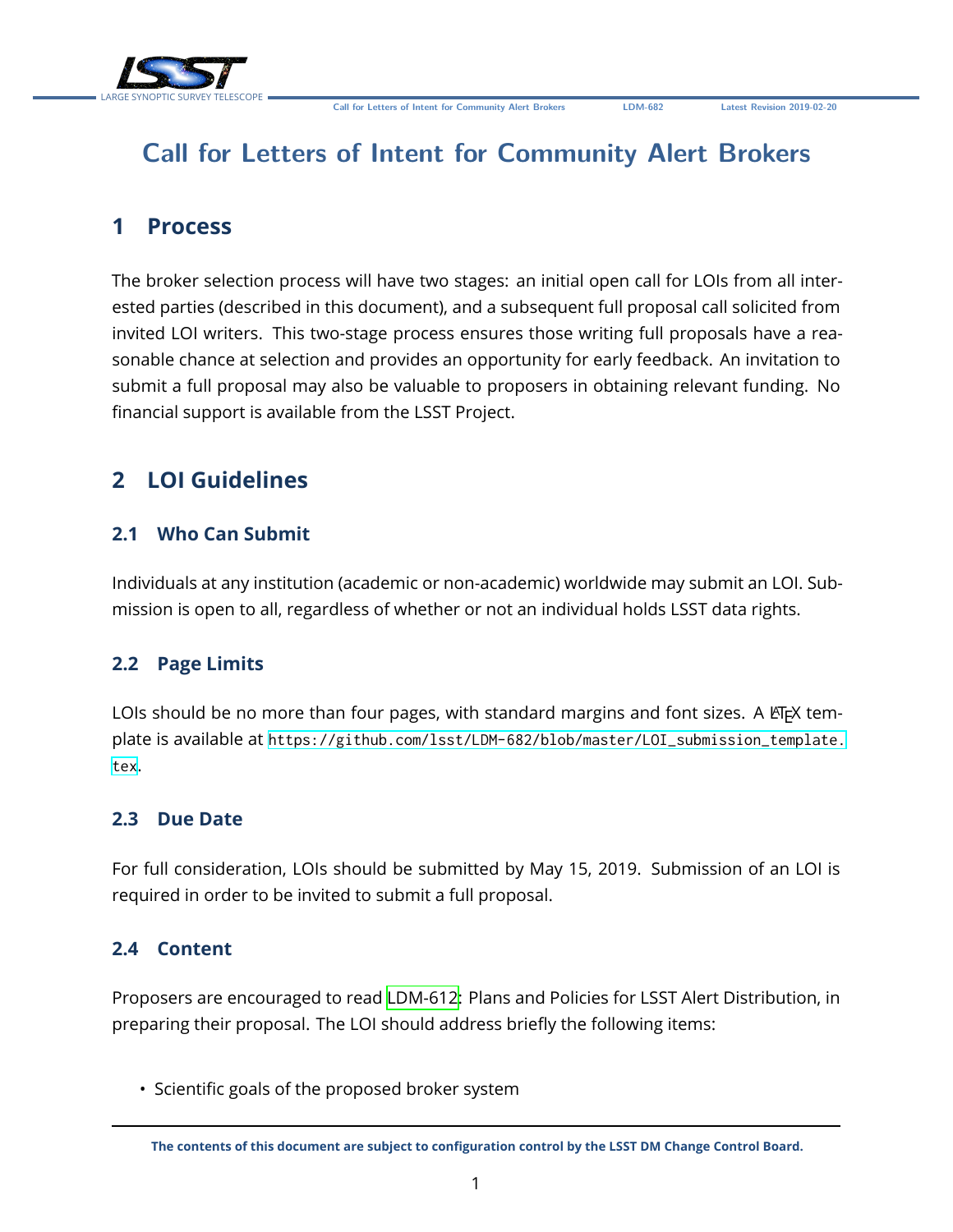# Call for Letters of Intent for Community Alert Brokers

## 1 Process

The broker selection process will have two stages: an initial open call for LOIs from all interested parties (described in this document), and a subsequent full proposal call solicited from invited LOI writers. This two-stage process ensures those writing full proposals have a reasonable chance at selection and provides an opportunity for early feedback. An invitation to submit a full proposal may also be valuable to proposers in obtaining relevant funding. No financial support is available from the LSST Project.

## 2 LOI Guidelines

### 2.1 Who Can Submit

Individuals at any institution (academic or non-academic) worldwide may submit an LOI. Submission is open to all, regardless of whether or not an individual holds LSST data rights.

### 2.2 Page Limits

LOIs should be no more than four pages, with standard margins and font sizes. A LaTeX template is available at https://github.com/lsst/LDM-682/blob/master/LOI_submission_template.tex.

### 2.3 Due Date

For full consideration, LOIs should be submitted by May 15, 2019. Submission of an LOI is required in order to be invited to submit a full proposal.

### 2.4 Content

Proposers are encouraged to read LDM-612: Plans and Policies for LSST Alert Distribution, in preparing their proposal. The LOI should address briefly the following items:

- Scientific goals of the proposed broker system

The contents of this document are subject to configuration control by the LSST DM Change Control Board.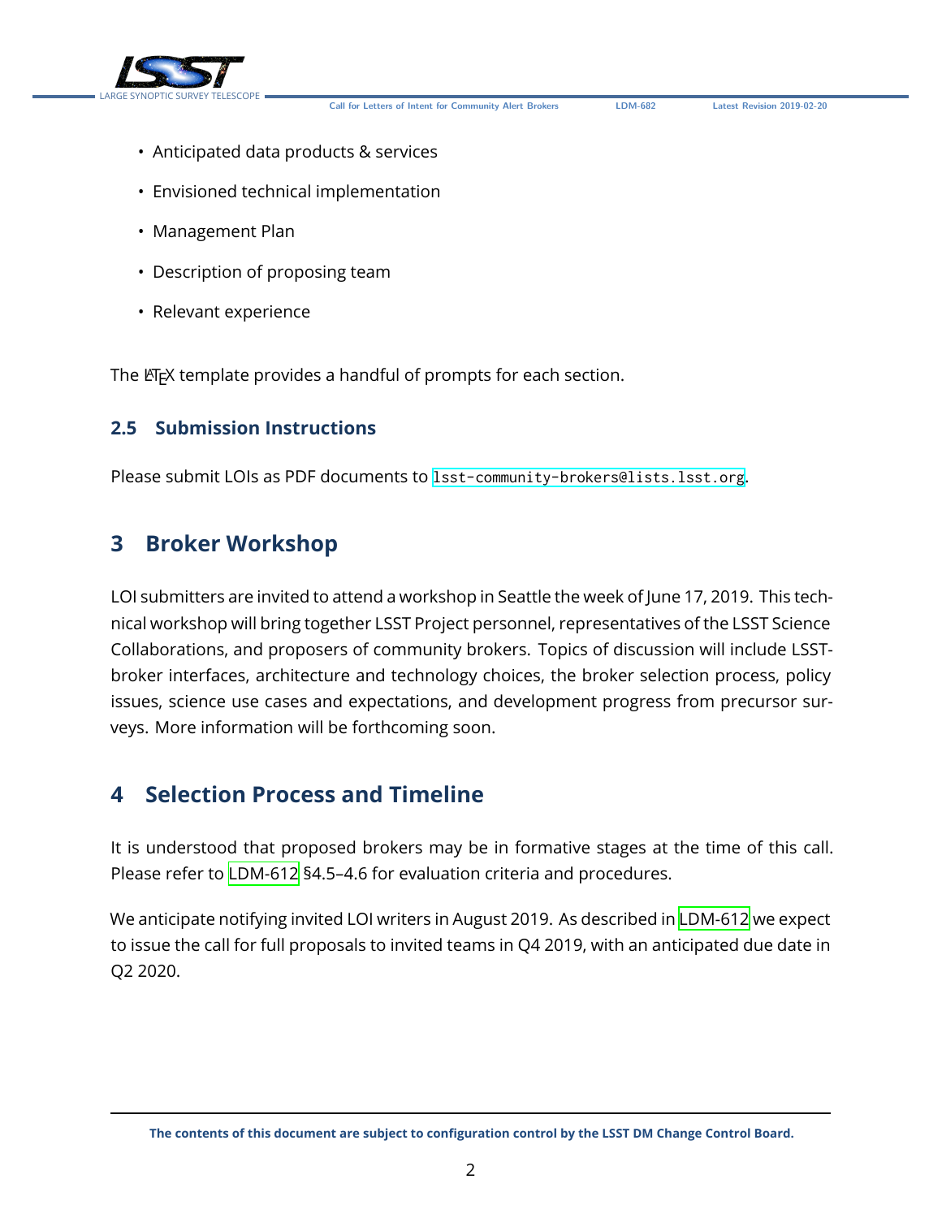- Anticipated data products & services
- Envisioned technical implementation
- Management Plan
- Description of proposing team
- Relevant experience

The LaTeX template provides a handful of prompts for each section.

### 2.5 Submission Instructions

Please submit LOIs as PDF documents to `lsst-community-brokers@lists.lsst.org`.

## 3 Broker Workshop

LOI submitters are invited to attend a workshop in Seattle the week of June 17, 2019. This technical workshop will bring together LSST Project personnel, representatives of the LSST Science Collaborations, and proposers of community brokers. Topics of discussion will include LSST-broker interfaces, architecture and technology choices, the broker selection process, policy issues, science use cases and expectations, and development progress from precursor surveys. More information will be forthcoming soon.

## 4 Selection Process and Timeline

It is understood that proposed brokers may be in formative stages at the time of this call. Please refer to LDM-612 §4.5–4.6 for evaluation criteria and procedures.

We anticipate notifying invited LOI writers in August 2019. As described in LDM-612 we expect to issue the call for full proposals to invited teams in Q4 2019, with an anticipated due date in Q2 2020.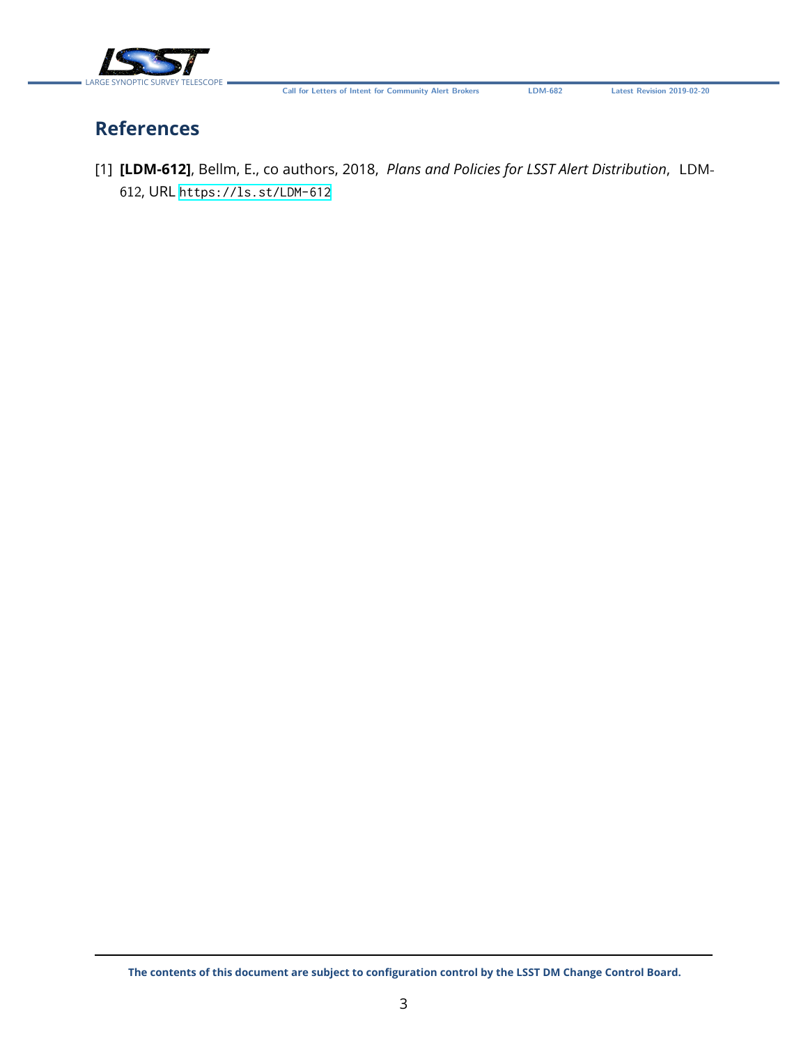## References

[1] **[LDM-612]**, Bellm, E., co authors, 2018, *Plans and Policies for LSST Alert Distribution*, LDM-612, URL https://ls.st/LDM-612

The contents of this document are subject to configuration control by the LSST DM Change Control Board.